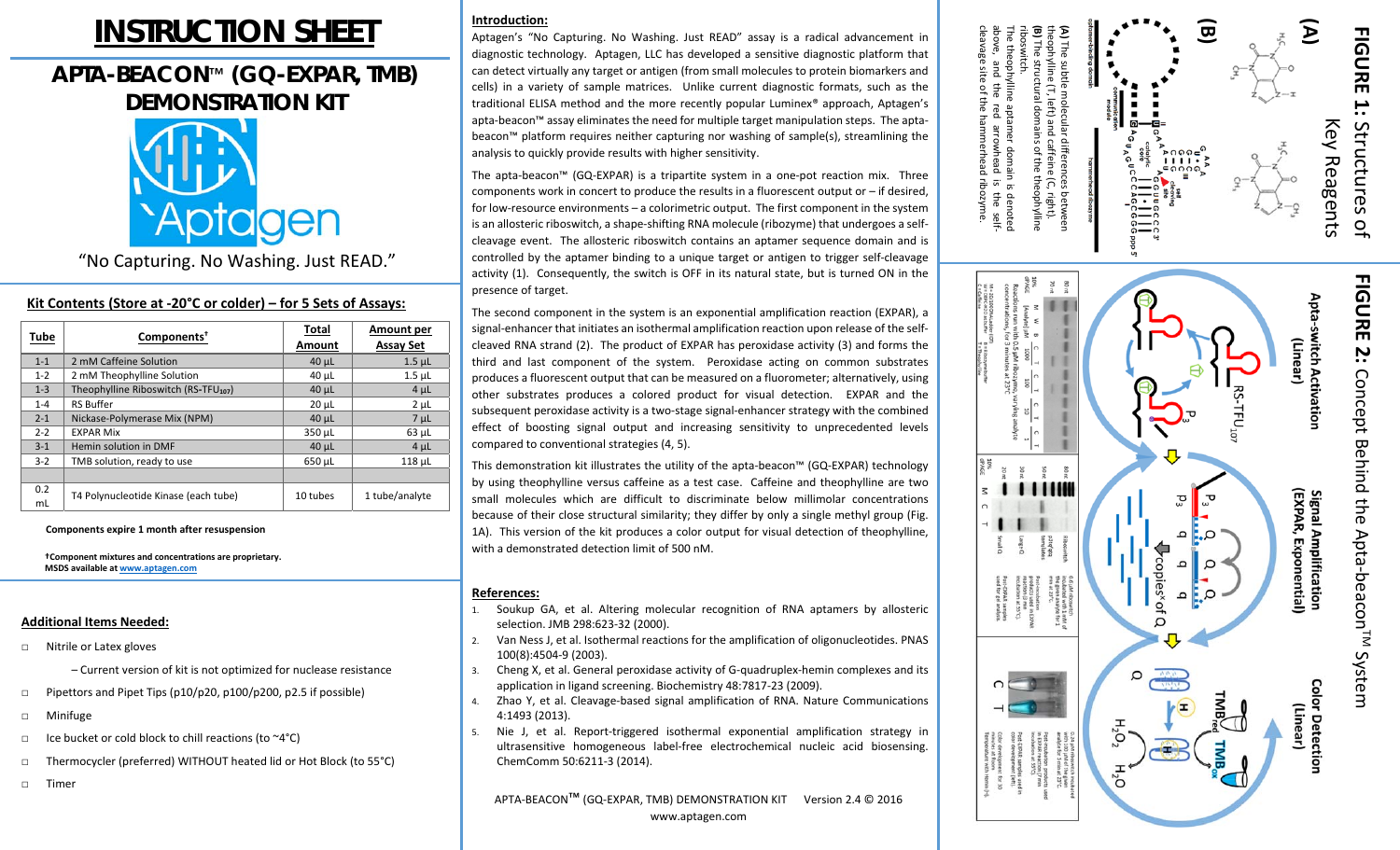# INSTRUCTION SHEET

## APTA-BEACON™ (GQ-EXPAR, TMB) DEMONSTRATION KIT

Aptagen

"No Capturing. No Washing. Just READ."

### Kit Contents (Store at -20°C or colder) – for 5 Sets of Assays:

| Tube | Components† | Total Amount | Amount per Assay Set |
|---|---|---|---|
| 1-1 | 2 mM Caffeine Solution | 40 µL | 1.5 µL |
| 1-2 | 2 mM Theophylline Solution | 40 µL | 1.5 µL |
| 1-3 | Theophylline Riboswitch (RS-TFU$_{107}$) | 40 µL | 4 µL |
| 1-4 | RS Buffer | 20 µL | 2 µL |
| 2-1 | Nickase-Polymerase Mix (NPM) | 40 µL | 7 µL |
| 2-2 | EXPAR Mix | 350 µL | 63 µL |
| 3-1 | Hemin solution in DMF | 40 µL | 4 µL |
| 3-2 | TMB solution, ready to use | 650 µL | 118 µL |
| | | | |
| 0.2 mL | T4 Polynucleotide Kinase (each tube) | 10 tubes | 1 tube/analyte |

**Components expire 1 month after resuspension**

**†Component mixtures and concentrations are proprietary.**
**MSDS available at www.aptagen.com**

### Additional Items Needed:

- Nitrile or Latex gloves
  - – Current version of kit is not optimized for nuclease resistance
- Pipettors and Pipet Tips (p10/p20, p100/p200, p2.5 if possible)
- Minifuge
- Ice bucket or cold block to chill reactions (to ~4°C)
- Thermocycler (preferred) WITHOUT heated lid or Hot Block (to 55°C)
- Timer

### Introduction:

Aptagen's "No Capturing. No Washing. Just READ" assay is a radical advancement in diagnostic technology. Aptagen, LLC has developed a sensitive diagnostic platform that can detect virtually any target or antigen (from small molecules to protein biomarkers and cells) in a variety of sample matrices. Unlike current diagnostic formats, such as the traditional ELISA method and the more recently popular Luminex® approach, Aptagen's apta-beacon™ assay eliminates the need for multiple target manipulation steps. The apta-beacon™ platform requires neither capturing nor washing of sample(s), streamlining the analysis to quickly provide results with higher sensitivity.

The apta-beacon™ (GQ-EXPAR) is a tripartite system in a one-pot reaction mix. Three components work in concert to produce the results in a fluorescent output or – if desired, for low-resource environments – a colorimetric output. The first component in the system is an allosteric riboswitch, a shape-shifting RNA molecule (ribozyme) that undergoes a self-cleavage event. The allosteric riboswitch contains an aptamer sequence domain and is controlled by the aptamer binding to a unique target or antigen to trigger self-cleavage activity (1). Consequently, the switch is OFF in its natural state, but is turned ON in the presence of target.

The second component in the system is an exponential amplification reaction (EXPAR), a signal-enhancer that initiates an isothermal amplification reaction upon release of the self-cleaved RNA strand (2). The product of EXPAR has peroxidase activity (3) and forms the third and last component of the system. Peroxidase acting on common substrates produces a fluorescent output that can be measured on a fluorometer; alternatively, using other substrates produces a colored product for visual detection. EXPAR and the subsequent peroxidase activity is a two-stage signal-enhancer strategy with the combined effect of boosting signal output and increasing sensitivity to unprecedented levels compared to conventional strategies (4, 5).

This demonstration kit illustrates the utility of the apta-beacon™ (GQ-EXPAR) technology by using theophylline versus caffeine as a test case. Caffeine and theophylline are two small molecules which are difficult to discriminate below millimolar concentrations because of their close structural similarity; they differ by only a single methyl group (Fig. 1A). This version of the kit produces a color output for visual detection of theophylline, with a demonstrated detection limit of 500 nM.

### References:

1. Soukup GA, et al. Altering molecular recognition of RNA aptamers by allosteric selection. JMB 298:623-32 (2000).
2. Van Ness J, et al. Isothermal reactions for the amplification of oligonucleotides. PNAS 100(8):4504-9 (2003).
3. Cheng X, et al. General peroxidase activity of G-quadruplex-hemin complexes and its application in ligand screening. Biochemistry 48:7817-23 (2009).
4. Zhao Y, et al. Cleavage-based signal amplification of RNA. Nature Communications 4:1493 (2013).
5. Nie J, et al. Report-triggered isothermal exponential amplification strategy in ultrasensitive homogeneous label-free electrochemical nucleic acid biosensing. ChemComm 50:6211-3 (2014).

APTA-BEACON™ (GQ-EXPAR, TMB) DEMONSTRATION KIT Version 2.4 © 2016
www.aptagen.com

**FIGURE 1:** Structures of Key Reagents

**(A)** The subtle molecular differences between theophylline (T, left) and caffeine (C, right). **(B)** The structural domains of the theophylline riboswitch.

The theophylline aptamer domain is denoted above, and the red arrowhead is the self-cleavage site of the hammerhead ribozyme.

**FIGURE 2:** Concept Behind the Apta-beacon™ System

Apta-switch Activation (Linear) — Signal Amplification (EXPAR, Exponential) — Color Detection (Linear)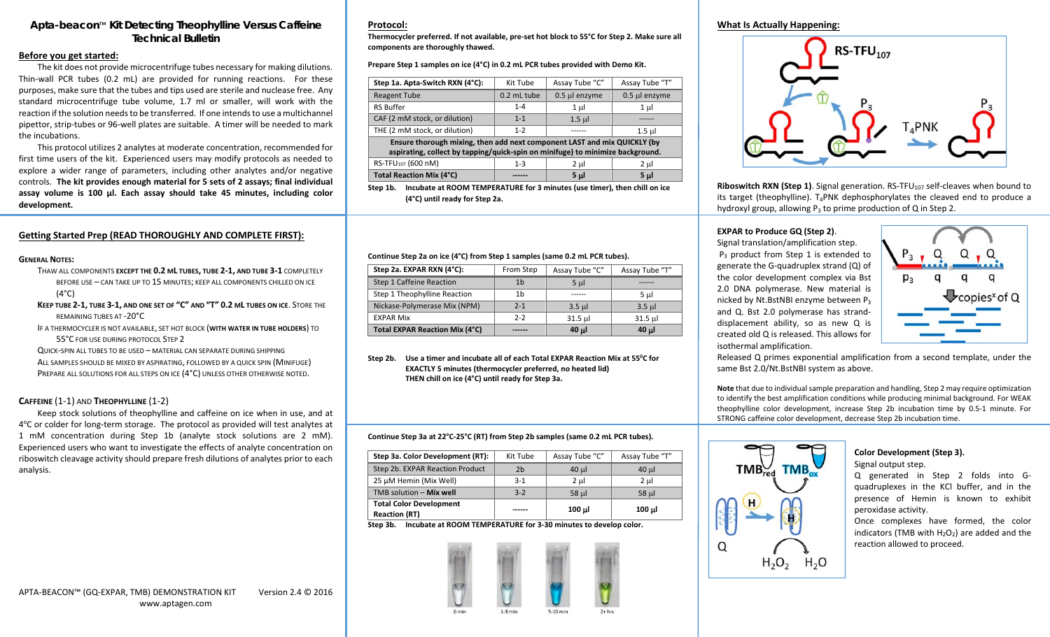# Apta-beacon™ Kit Detecting Theophylline Versus Caffeine Technical Bulletin

## Before you get started:

The kit does not provide microcentrifuge tubes necessary for making dilutions. Thin-wall PCR tubes (0.2 mL) are provided for running reactions. For these purposes, make sure that the tubes and tips used are sterile and nuclease free. Any standard microcentrifuge tube volume, 1.7 ml or smaller, will work with the reaction if the solution needs to be transferred. If one intends to use a multichannel pipettor, strip-tubes or 96-well plates are suitable. A timer will be needed to mark the incubations.

This protocol utilizes 2 analytes at moderate concentration, recommended for first time users of the kit. Experienced users may modify protocols as needed to explore a wider range of parameters, including other analytes and/or negative controls. **The kit provides enough material for 5 sets of 2 assays; final individual assay volume is 100 µl. Each assay should take 45 minutes, including color development.**

## Getting Started Prep (READ THOROUGHLY AND COMPLETE FIRST):

**General Notes:**

Thaw all components **except the 0.2 mL tubes, tube 2-1, and tube 3-1** completely before use – can take up to 15 minutes; keep all components chilled on ice (4°C)

**Keep tube 2-1, tube 3-1, and one set of "C" and "T" 0.2 mL tubes on ice.** Store the remaining tubes at -20°C

If a thermocycler is not available, set hot block (**with water in tube holders**) to 55°C for use during protocol Step 2

Quick-spin all tubes to be used – material can separate during shipping

All samples should be mixed by aspirating, followed by a quick spin (Minifuge)

Prepare all solutions for all steps on ice (4°C) unless other otherwise noted.

**Caffeine (1-1) and Theophylline (1-2)**

Keep stock solutions of theophylline and caffeine on ice when in use, and at 4°C or colder for long-term storage. The protocol as provided will test analytes at 1 mM concentration during Step 1b (analyte stock solutions are 2 mM). Experienced users who want to investigate the effects of analyte concentration on riboswitch cleavage activity should prepare fresh dilutions of analytes prior to each analysis.

APTA-BEACON™ (GQ-EXPAR, TMB) DEMONSTRATION KIT Version 2.4 © 2016
www.aptagen.com

## Protocol:

**Thermocycler preferred. If not available, pre-set hot block to 55°C for Step 2. Make sure all components are thoroughly thawed.**

**Prepare Step 1 samples on ice (4°C) in 0.2 mL PCR tubes provided with Demo Kit.**

| Step 1a. Apta-Switch RXN (4°C): | Kit Tube | Assay Tube "C" | Assay Tube "T" |
|---|---|---|---|
| Reagent Tube | 0.2 mL tube | 0.5 µl enzyme | 0.5 µl enzyme |
| RS Buffer | 1-4 | 1 µl | 1 µl |
| CAF (2 mM stock, or dilution) | 1-1 | 1.5 µl | ------ |
| THE (2 mM stock, or dilution) | 1-2 | ------ | 1.5 µl |
| **Ensure thorough mixing, then add next component LAST and mix QUICKLY (by aspirating, collect by tapping/quick-spin on minifuge) to minimize background.** | | | |
| RS-TFU$_{107}$ (600 nM) | 1-3 | 2 µl | 2 µl |
| **Total Reaction Mix (4°C)** | **------** | **5 µl** | **5 µl** |

**Step 1b. Incubate at ROOM TEMPERATURE for 3 minutes (use timer), then chill on ice (4°C) until ready for Step 2a.**

**Continue Step 2a on ice (4°C) from Step 1 samples (same 0.2 mL PCR tubes).**

| Step 2a. EXPAR RXN (4°C): | From Step | Assay Tube "C" | Assay Tube "T" |
|---|---|---|---|
| Step 1 Caffeine Reaction | 1b | 5 µl | ------ |
| Step 1 Theophylline Reaction | 1b | ------ | 5 µl |
| Nickase-Polymerase Mix (NPM) | 2-1 | 3.5 µl | 3.5 µl |
| EXPAR Mix | 2-2 | 31.5 µl | 31.5 µl |
| **Total EXPAR Reaction Mix (4°C)** | **------** | **40 µl** | **40 µl** |

**Step 2b. Use a timer and incubate all of each Total EXPAR Reaction Mix at 55°C for EXACTLY 5 minutes (thermocycler preferred, no heated lid) THEN chill on ice (4°C) until ready for Step 3a.**

**Continue Step 3a at 22°C-25°C (RT) from Step 2b samples (same 0.2 mL PCR tubes).**

| Step 3a. Color Development (RT): | Kit Tube | Assay Tube "C" | Assay Tube "T" |
|---|---|---|---|
| Step 2b. EXPAR Reaction Product | 2b | 40 µl | 40 µl |
| 25 µM Hemin (Mix Well) | 3-1 | 2 µl | 2 µl |
| TMB solution – **Mix well** | 3-2 | 58 µl | 58 µl |
| **Total Color Development Reaction (RT)** | **------** | **100 µl** | **100 µl** |

**Step 3b. Incubate at ROOM TEMPERATURE for 3-30 minutes to develop color.**

0 min
1-3 min
5-10 min
2+ hrs

## What Is Actually Happening:

RS-TFU$_{107}$
$P_3$
$P_3$
$T_4$PNK

**Riboswitch RXN (Step 1).** Signal generation. RS-TFU$_{107}$ self-cleaves when bound to its target (theophylline). $T_4$PNK dephosphorylates the cleaved end to produce a hydroxyl group, allowing $P_3$ to prime production of Q in Step 2.

**EXPAR to Produce GQ (Step 2).**
Signal translation/amplification step.
$P_3$ product from Step 1 is extended to generate the G-quadruplex strand (Q) of the color development complex via Bst 2.0 DNA polymerase. New material is nicked by Nt.BstNBI enzyme between $P_3$ and Q. Bst 2.0 polymerase has strand-displacement ability, so as new Q is created old Q is released. This allows for isothermal amplification.

$P_3$ Q Q Q
$P_3$ q q q
copies$^x$ of Q

Released Q primes exponential amplification from a second template, under the same Bst 2.0/Nt.BstNBI system as above.

**Note** that due to individual sample preparation and handling, Step 2 may require optimization to identify the best amplification conditions while producing minimal background. For WEAK theophylline color development, increase Step 2b incubation time by 0.5-1 minute. For STRONG caffeine color development, decrease Step 2b incubation time.

TMB$_{red}$ TMB$_{ox}$
H
Q
H
$H_2O_2$ $H_2O$

**Color Development (Step 3).**
Signal output step.
Q generated in Step 2 folds into G-quadruplexes in the KCl buffer, and in the presence of Hemin is known to exhibit peroxidase activity.
Once complexes have formed, the color indicators (TMB with $H_2O_2$) are added and the reaction allowed to proceed.